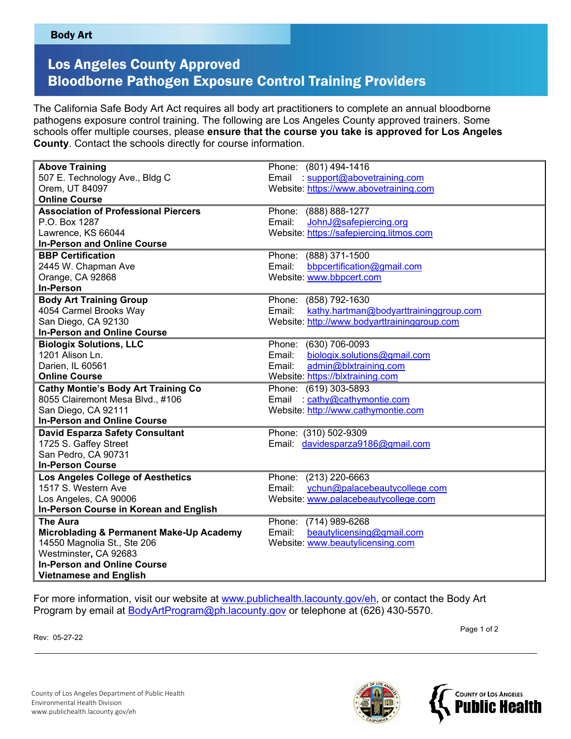**Body Art**

# Los Angeles County Approved Bloodborne Pathogen Exposure Control Training Providers

The California Safe Body Art Act requires all body art practitioners to complete an annual bloodborne pathogens exposure control training. The following are Los Angeles County approved trainers. Some schools offer multiple courses, please **ensure that the course you take is approved for Los Angeles County**. Contact the schools directly for course information.

| Provider | Contact |
| --- | --- |
| **Above Training**<br>507 E. Technology Ave., Bldg C<br>Orem, UT 84097<br>**Online Course** | Phone: (801) 494-1416<br>Email : support@abovetraining.com<br>Website: https://www.abovetraining.com |
| **Association of Professional Piercers**<br>P.O. Box 1287<br>Lawrence, KS 66044<br>**In-Person and Online Course** | Phone: (888) 888-1277<br>Email: JohnJ@safepiercing.org<br>Website: https://safepiercing.litmos.com |
| **BBP Certification**<br>2445 W. Chapman Ave<br>Orange, CA 92868<br>**In-Person** | Phone: (888) 371-1500<br>Email: bbpcertification@gmail.com<br>Website: www.bbpcert.com |
| **Body Art Training Group**<br>4054 Carmel Brooks Way<br>San Diego, CA 92130<br>**In-Person and Online Course** | Phone: (858) 792-1630<br>Email: kathy.hartman@bodyarttraininggroup.com<br>Website: http://www.bodyarttraininggroup.com |
| **Biologix Solutions, LLC**<br>1201 Alison Ln.<br>Darien, IL 60561<br>**Online Course** | Phone: (630) 706-0093<br>Email: biologix.solutions@gmail.com<br>Email: admin@blxtraining.com<br>Website: https://blxtraining.com |
| **Cathy Montie's Body Art Training Co**<br>8055 Clairemont Mesa Blvd., #106<br>San Diego, CA 92111<br>**In-Person and Online Course** | Phone: (619) 303-5893<br>Email : cathy@cathymontie.com<br>Website: http://www.cathymontie.com |
| **David Esparza Safety Consultant**<br>1725 S. Gaffey Street<br>San Pedro, CA 90731<br>**In-Person Course** | Phone: (310) 502-9309<br>Email: davidesparza9186@gmail.com |
| **Los Angeles College of Aesthetics**<br>1517 S. Western Ave<br>Los Angeles, CA 90006<br>**In-Person Course in Korean and English** | Phone: (213) 220-6663<br>Email: ychun@palacebeautycollege.com<br>Website: www.palacebeautycollege.com |
| **The Aura**<br>**Microblading & Permanent Make-Up Academy**<br>14550 Magnolia St., Ste 206<br>Westminster, CA 92683<br>**In-Person and Online Course**<br>**Vietnamese and English** | Phone: (714) 989-6268<br>Email: beautylicensing@gmail.com<br>Website: www.beautylicensing.com |

For more information, visit our website at www.publichealth.lacounty.gov/eh, or contact the Body Art Program by email at BodyArtProgram@ph.lacounty.gov or telephone at (626) 430-5570.

Rev: 05-27-22

County of Los Angeles Department of Public Health
Environmental Health Division
www.publichealth.lacounty.gov/eh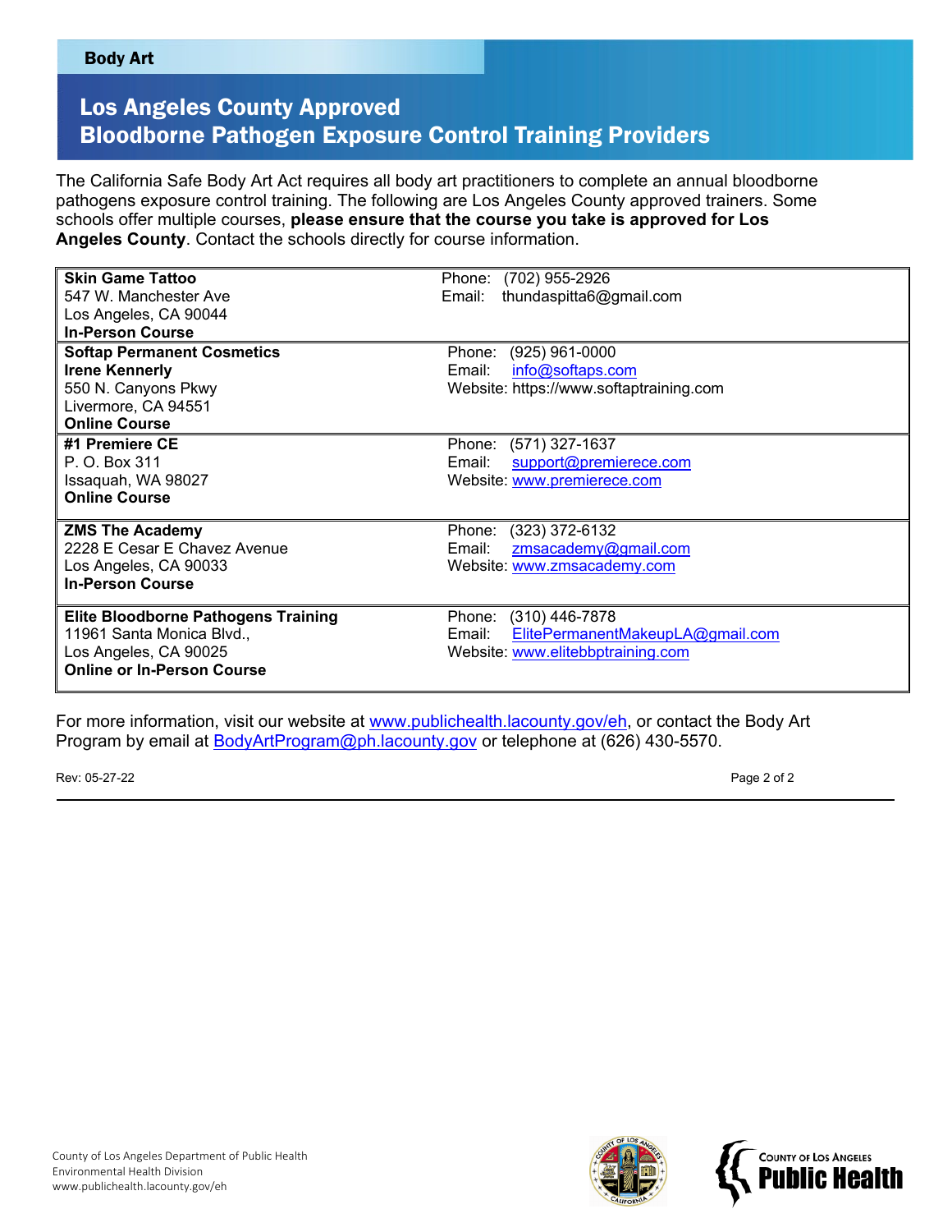Body Art

# Los Angeles County Approved Bloodborne Pathogen Exposure Control Training Providers

The California Safe Body Art Act requires all body art practitioners to complete an annual bloodborne pathogens exposure control training. The following are Los Angeles County approved trainers. Some schools offer multiple courses, **please ensure that the course you take is approved for Los Angeles County**. Contact the schools directly for course information.

| | |
|---|---|
| **Skin Game Tattoo**<br>547 W. Manchester Ave<br>Los Angeles, CA 90044<br>**In-Person Course** | Phone: (702) 955-2926<br>Email: thundaspitta6@gmail.com |
| **Softap Permanent Cosmetics**<br>**Irene Kennerly**<br>550 N. Canyons Pkwy<br>Livermore, CA 94551<br>**Online Course** | Phone: (925) 961-0000<br>Email: info@softaps.com<br>Website: https://www.softaptraining.com |
| **#1 Premiere CE**<br>P. O. Box 311<br>Issaquah, WA 98027<br>**Online Course** | Phone: (571) 327-1637<br>Email: support@premierece.com<br>Website: www.premierece.com |
| **ZMS The Academy**<br>2228 E Cesar E Chavez Avenue<br>Los Angeles, CA 90033<br>**In-Person Course** | Phone: (323) 372-6132<br>Email: zmsacademy@gmail.com<br>Website: www.zmsacademy.com |
| **Elite Bloodborne Pathogens Training**<br>11961 Santa Monica Blvd.,<br>Los Angeles, CA 90025<br>**Online or In-Person Course** | Phone: (310) 446-7878<br>Email: ElitePermanentMakeupLA@gmail.com<br>Website: www.elitebbptraining.com |

For more information, visit our website at www.publichealth.lacounty.gov/eh, or contact the Body Art Program by email at BodyArtProgram@ph.lacounty.gov or telephone at (626) 430-5570.

Rev: 05-27-22

County of Los Angeles Department of Public Health
Environmental Health Division
www.publichealth.lacounty.gov/eh